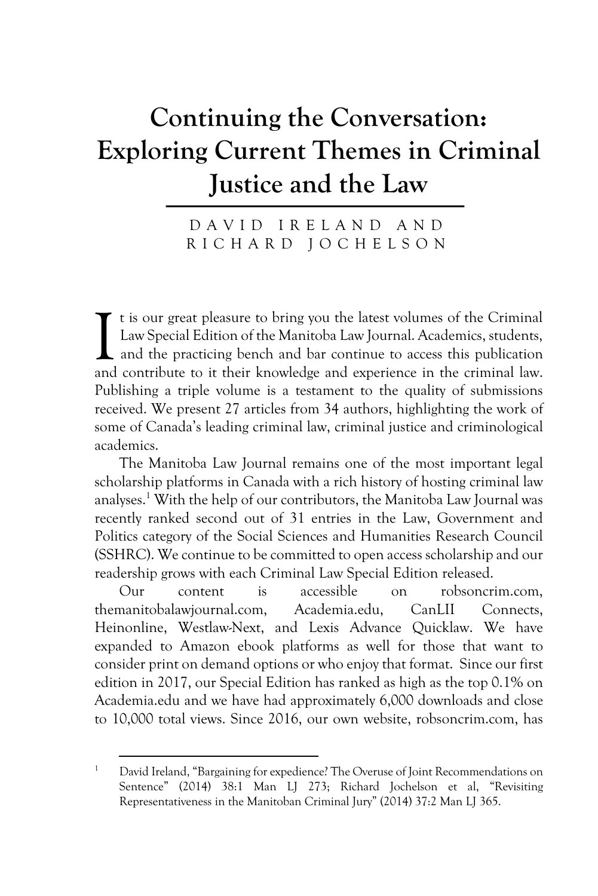# Continuing the Conversation: Exploring Current Themes in Criminal Justice and the Law

DAVID IRELAND AND RICHARD JOCHELSON

It is our great pleasure to bring you the latest volumes of the Criminal Law Special Edition of the Manitoba Law Journal. Academics, students, and the practicing bench and bar continue to access this publication and contribute to it their knowledge and experience in the criminal law. Publishing a triple volume is a testament to the quality of submissions received. We present 27 articles from 34 authors, highlighting the work of some of Canada's leading criminal law, criminal justice and criminological academics.

The Manitoba Law Journal remains one of the most important legal scholarship platforms in Canada with a rich history of hosting criminal law analyses.[1] With the help of our contributors, the Manitoba Law Journal was recently ranked second out of 31 entries in the Law, Government and Politics category of the Social Sciences and Humanities Research Council (SSHRC). We continue to be committed to open access scholarship and our readership grows with each Criminal Law Special Edition released.

Our content is accessible on robsoncrim.com, themanitobalawjournal.com, Academia.edu, CanLII Connects, Heinonline, Westlaw-Next, and Lexis Advance Quicklaw. We have expanded to Amazon ebook platforms as well for those that want to consider print on demand options or who enjoy that format. Since our first edition in 2017, our Special Edition has ranked as high as the top 0.1% on Academia.edu and we have had approximately 6,000 downloads and close to 10,000 total views. Since 2016, our own website, robsoncrim.com, has

---

[1] David Ireland, "Bargaining for expedience? The Overuse of Joint Recommendations on Sentence" (2014) 38:1 Man LJ 273; Richard Jochelson et al, "Revisiting Representativeness in the Manitoban Criminal Jury" (2014) 37:2 Man LJ 365.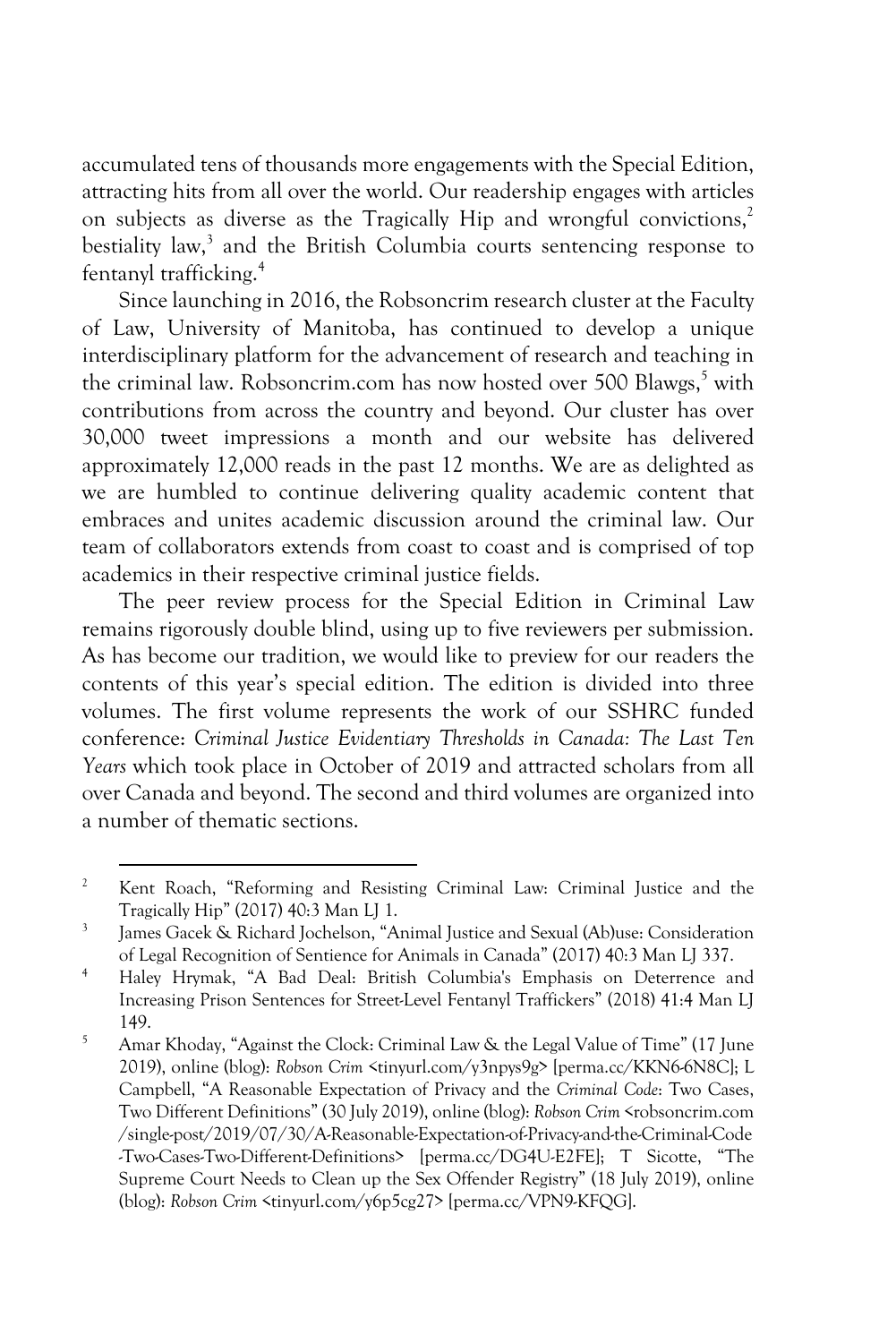accumulated tens of thousands more engagements with the Special Edition, attracting hits from all over the world. Our readership engages with articles on subjects as diverse as the Tragically Hip and wrongful convictions,[2] bestiality law,[3] and the British Columbia courts sentencing response to fentanyl trafficking.[4]

Since launching in 2016, the Robsoncrim research cluster at the Faculty of Law, University of Manitoba, has continued to develop a unique interdisciplinary platform for the advancement of research and teaching in the criminal law. Robsoncrim.com has now hosted over 500 Blawgs,[5] with contributions from across the country and beyond. Our cluster has over 30,000 tweet impressions a month and our website has delivered approximately 12,000 reads in the past 12 months. We are as delighted as we are humbled to continue delivering quality academic content that embraces and unites academic discussion around the criminal law. Our team of collaborators extends from coast to coast and is comprised of top academics in their respective criminal justice fields.

The peer review process for the Special Edition in Criminal Law remains rigorously double blind, using up to five reviewers per submission. As has become our tradition, we would like to preview for our readers the contents of this year's special edition. The edition is divided into three volumes. The first volume represents the work of our SSHRC funded conference: *Criminal Justice Evidentiary Thresholds in Canada: The Last Ten Years* which took place in October of 2019 and attracted scholars from all over Canada and beyond. The second and third volumes are organized into a number of thematic sections.

---

[2] Kent Roach, "Reforming and Resisting Criminal Law: Criminal Justice and the Tragically Hip" (2017) 40:3 Man LJ 1.

[3] James Gacek & Richard Jochelson, "Animal Justice and Sexual (Ab)use: Consideration of Legal Recognition of Sentience for Animals in Canada" (2017) 40:3 Man LJ 337.

[4] Haley Hrymak, "A Bad Deal: British Columbia's Emphasis on Deterrence and Increasing Prison Sentences for Street-Level Fentanyl Traffickers" (2018) 41:4 Man LJ 149.

[5] Amar Khoday, "Against the Clock: Criminal Law & the Legal Value of Time" (17 June 2019), online (blog): *Robson Crim* <tinyurl.com/y3npys9g> [perma.cc/KKN6-6N8C]; L Campbell, "A Reasonable Expectation of Privacy and the *Criminal Code*: Two Cases, Two Different Definitions" (30 July 2019), online (blog): *Robson Crim* <robsoncrim.com/single-post/2019/07/30/A-Reasonable-Expectation-of-Privacy-and-the-Criminal-Code-Two-Cases-Two-Different-Definitions> [perma.cc/DG4U-E2FE]; T Sicotte, "The Supreme Court Needs to Clean up the Sex Offender Registry" (18 July 2019), online (blog): *Robson Crim* <tinyurl.com/y6p5cg27> [perma.cc/VPN9-KFQG].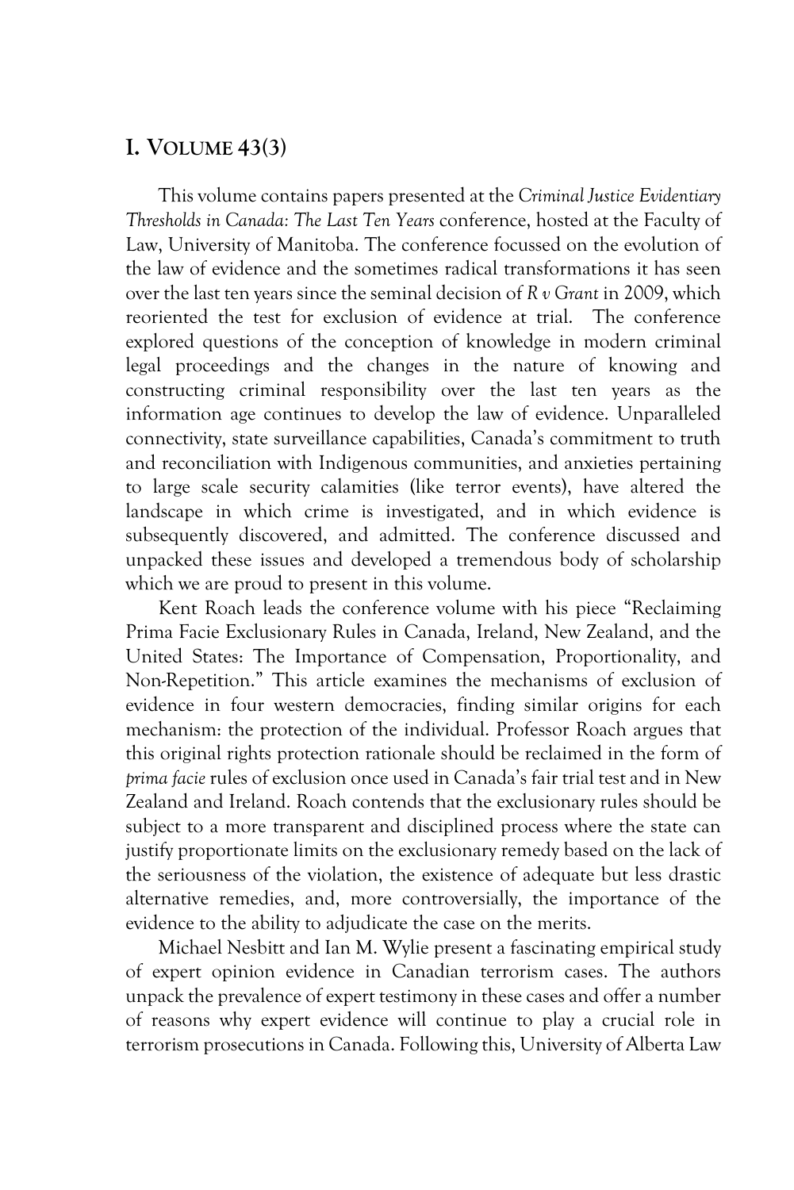# I. Volume 43(3)

This volume contains papers presented at the *Criminal Justice Evidentiary Thresholds in Canada: The Last Ten Years* conference, hosted at the Faculty of Law, University of Manitoba. The conference focussed on the evolution of the law of evidence and the sometimes radical transformations it has seen over the last ten years since the seminal decision of *R v Grant* in 2009, which reoriented the test for exclusion of evidence at trial. The conference explored questions of the conception of knowledge in modern criminal legal proceedings and the changes in the nature of knowing and constructing criminal responsibility over the last ten years as the information age continues to develop the law of evidence. Unparalleled connectivity, state surveillance capabilities, Canada's commitment to truth and reconciliation with Indigenous communities, and anxieties pertaining to large scale security calamities (like terror events), have altered the landscape in which crime is investigated, and in which evidence is subsequently discovered, and admitted. The conference discussed and unpacked these issues and developed a tremendous body of scholarship which we are proud to present in this volume.

Kent Roach leads the conference volume with his piece "Reclaiming Prima Facie Exclusionary Rules in Canada, Ireland, New Zealand, and the United States: The Importance of Compensation, Proportionality, and Non-Repetition." This article examines the mechanisms of exclusion of evidence in four western democracies, finding similar origins for each mechanism: the protection of the individual. Professor Roach argues that this original rights protection rationale should be reclaimed in the form of *prima facie* rules of exclusion once used in Canada's fair trial test and in New Zealand and Ireland. Roach contends that the exclusionary rules should be subject to a more transparent and disciplined process where the state can justify proportionate limits on the exclusionary remedy based on the lack of the seriousness of the violation, the existence of adequate but less drastic alternative remedies, and, more controversially, the importance of the evidence to the ability to adjudicate the case on the merits.

Michael Nesbitt and Ian M. Wylie present a fascinating empirical study of expert opinion evidence in Canadian terrorism cases. The authors unpack the prevalence of expert testimony in these cases and offer a number of reasons why expert evidence will continue to play a crucial role in terrorism prosecutions in Canada. Following this, University of Alberta Law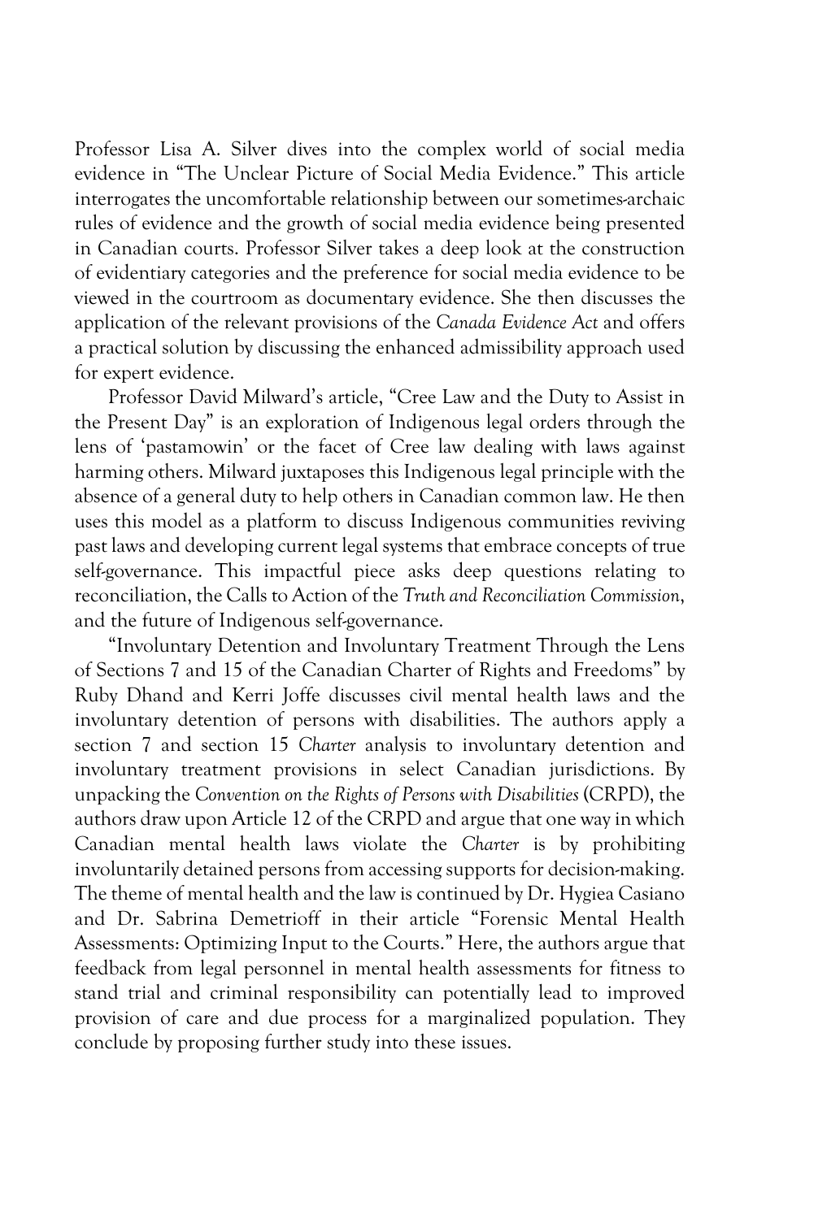Professor Lisa A. Silver dives into the complex world of social media evidence in "The Unclear Picture of Social Media Evidence." This article interrogates the uncomfortable relationship between our sometimes-archaic rules of evidence and the growth of social media evidence being presented in Canadian courts. Professor Silver takes a deep look at the construction of evidentiary categories and the preference for social media evidence to be viewed in the courtroom as documentary evidence. She then discusses the application of the relevant provisions of the *Canada Evidence Act* and offers a practical solution by discussing the enhanced admissibility approach used for expert evidence.

Professor David Milward's article, "Cree Law and the Duty to Assist in the Present Day" is an exploration of Indigenous legal orders through the lens of 'pastamowin' or the facet of Cree law dealing with laws against harming others. Milward juxtaposes this Indigenous legal principle with the absence of a general duty to help others in Canadian common law. He then uses this model as a platform to discuss Indigenous communities reviving past laws and developing current legal systems that embrace concepts of true self-governance. This impactful piece asks deep questions relating to reconciliation, the Calls to Action of the *Truth and Reconciliation Commission*, and the future of Indigenous self-governance.

"Involuntary Detention and Involuntary Treatment Through the Lens of Sections 7 and 15 of the Canadian Charter of Rights and Freedoms" by Ruby Dhand and Kerri Joffe discusses civil mental health laws and the involuntary detention of persons with disabilities. The authors apply a section 7 and section 15 *Charter* analysis to involuntary detention and involuntary treatment provisions in select Canadian jurisdictions. By unpacking the *Convention on the Rights of Persons with Disabilities* (CRPD), the authors draw upon Article 12 of the CRPD and argue that one way in which Canadian mental health laws violate the *Charter* is by prohibiting involuntarily detained persons from accessing supports for decision-making. The theme of mental health and the law is continued by Dr. Hygiea Casiano and Dr. Sabrina Demetrioff in their article "Forensic Mental Health Assessments: Optimizing Input to the Courts." Here, the authors argue that feedback from legal personnel in mental health assessments for fitness to stand trial and criminal responsibility can potentially lead to improved provision of care and due process for a marginalized population. They conclude by proposing further study into these issues.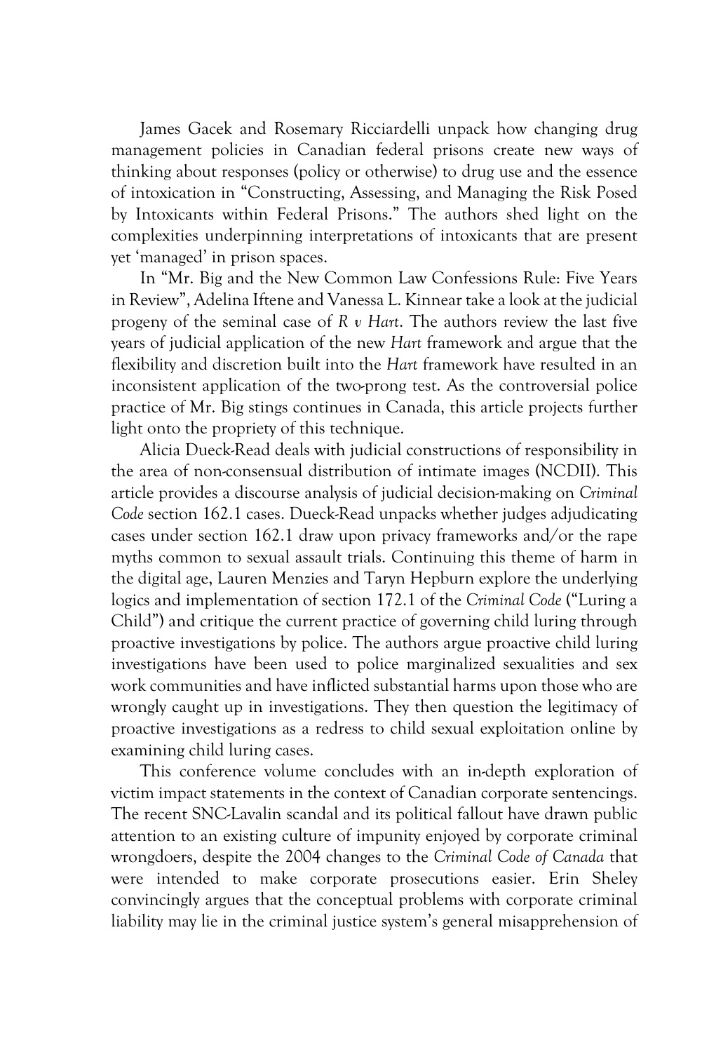James Gacek and Rosemary Ricciardelli unpack how changing drug management policies in Canadian federal prisons create new ways of thinking about responses (policy or otherwise) to drug use and the essence of intoxication in "Constructing, Assessing, and Managing the Risk Posed by Intoxicants within Federal Prisons." The authors shed light on the complexities underpinning interpretations of intoxicants that are present yet 'managed' in prison spaces.

In "Mr. Big and the New Common Law Confessions Rule: Five Years in Review", Adelina Iftene and Vanessa L. Kinnear take a look at the judicial progeny of the seminal case of *R v Hart*. The authors review the last five years of judicial application of the new *Hart* framework and argue that the flexibility and discretion built into the *Hart* framework have resulted in an inconsistent application of the two-prong test. As the controversial police practice of Mr. Big stings continues in Canada, this article projects further light onto the propriety of this technique.

Alicia Dueck-Read deals with judicial constructions of responsibility in the area of non-consensual distribution of intimate images (NCDII). This article provides a discourse analysis of judicial decision-making on *Criminal Code* section 162.1 cases. Dueck-Read unpacks whether judges adjudicating cases under section 162.1 draw upon privacy frameworks and/or the rape myths common to sexual assault trials. Continuing this theme of harm in the digital age, Lauren Menzies and Taryn Hepburn explore the underlying logics and implementation of section 172.1 of the *Criminal Code* ("Luring a Child") and critique the current practice of governing child luring through proactive investigations by police. The authors argue proactive child luring investigations have been used to police marginalized sexualities and sex work communities and have inflicted substantial harms upon those who are wrongly caught up in investigations. They then question the legitimacy of proactive investigations as a redress to child sexual exploitation online by examining child luring cases.

This conference volume concludes with an in-depth exploration of victim impact statements in the context of Canadian corporate sentencings. The recent SNC-Lavalin scandal and its political fallout have drawn public attention to an existing culture of impunity enjoyed by corporate criminal wrongdoers, despite the 2004 changes to the *Criminal Code of Canada* that were intended to make corporate prosecutions easier. Erin Sheley convincingly argues that the conceptual problems with corporate criminal liability may lie in the criminal justice system's general misapprehension of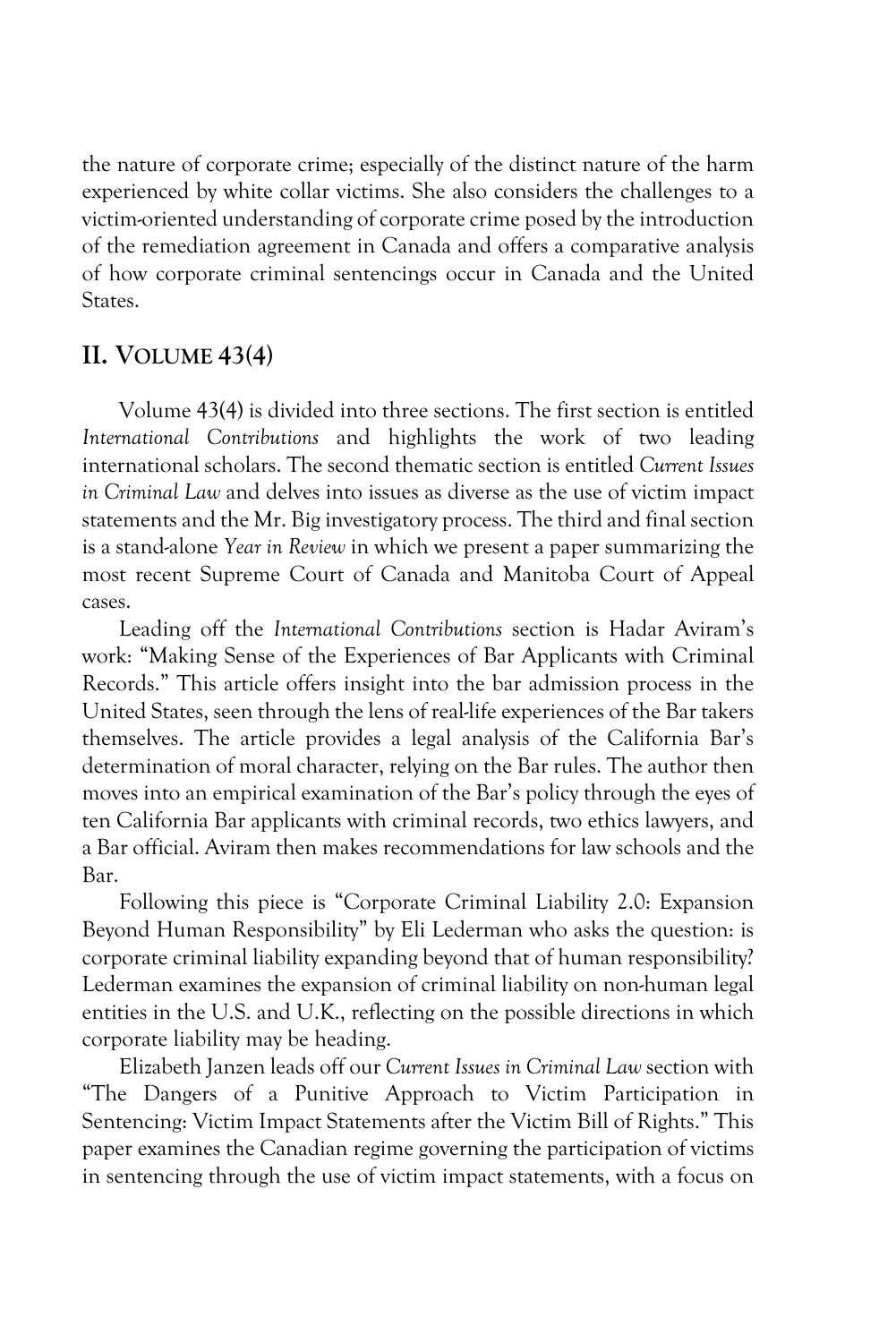the nature of corporate crime; especially of the distinct nature of the harm experienced by white collar victims. She also considers the challenges to a victim-oriented understanding of corporate crime posed by the introduction of the remediation agreement in Canada and offers a comparative analysis of how corporate criminal sentencings occur in Canada and the United States.

## II. Volume 43(4)

Volume 43(4) is divided into three sections. The first section is entitled *International Contributions* and highlights the work of two leading international scholars. The second thematic section is entitled *Current Issues in Criminal Law* and delves into issues as diverse as the use of victim impact statements and the Mr. Big investigatory process. The third and final section is a stand-alone *Year in Review* in which we present a paper summarizing the most recent Supreme Court of Canada and Manitoba Court of Appeal cases.

Leading off the *International Contributions* section is Hadar Aviram's work: "Making Sense of the Experiences of Bar Applicants with Criminal Records." This article offers insight into the bar admission process in the United States, seen through the lens of real-life experiences of the Bar takers themselves. The article provides a legal analysis of the California Bar's determination of moral character, relying on the Bar rules. The author then moves into an empirical examination of the Bar's policy through the eyes of ten California Bar applicants with criminal records, two ethics lawyers, and a Bar official. Aviram then makes recommendations for law schools and the Bar.

Following this piece is "Corporate Criminal Liability 2.0: Expansion Beyond Human Responsibility" by Eli Lederman who asks the question: is corporate criminal liability expanding beyond that of human responsibility? Lederman examines the expansion of criminal liability on non-human legal entities in the U.S. and U.K., reflecting on the possible directions in which corporate liability may be heading.

Elizabeth Janzen leads off our *Current Issues in Criminal Law* section with "The Dangers of a Punitive Approach to Victim Participation in Sentencing: Victim Impact Statements after the Victim Bill of Rights." This paper examines the Canadian regime governing the participation of victims in sentencing through the use of victim impact statements, with a focus on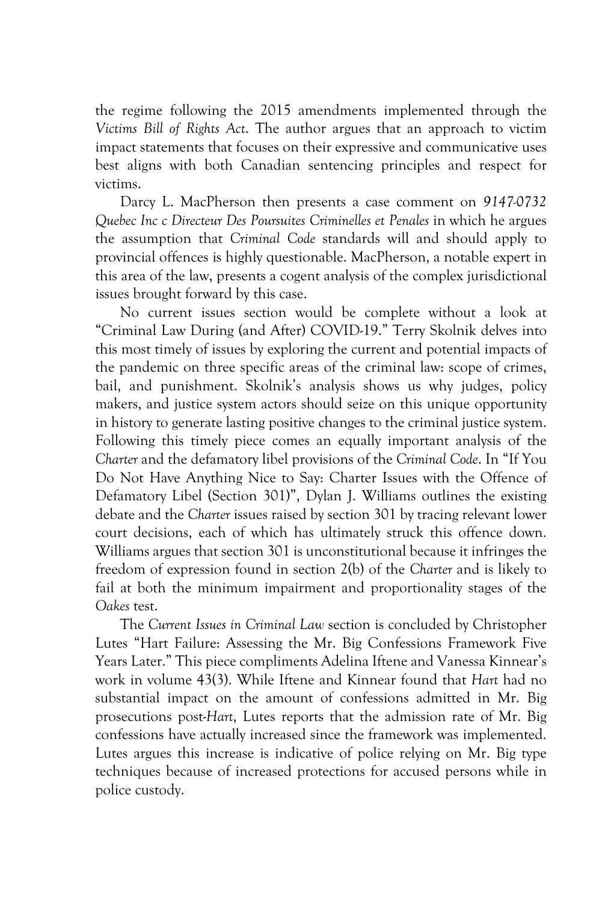the regime following the 2015 amendments implemented through the *Victims Bill of Rights Act*. The author argues that an approach to victim impact statements that focuses on their expressive and communicative uses best aligns with both Canadian sentencing principles and respect for victims.

Darcy L. MacPherson then presents a case comment on *9147-0732 Quebec Inc c Directeur Des Poursuites Criminelles et Penales* in which he argues the assumption that *Criminal Code* standards will and should apply to provincial offences is highly questionable. MacPherson, a notable expert in this area of the law, presents a cogent analysis of the complex jurisdictional issues brought forward by this case.

No current issues section would be complete without a look at "Criminal Law During (and After) COVID-19." Terry Skolnik delves into this most timely of issues by exploring the current and potential impacts of the pandemic on three specific areas of the criminal law: scope of crimes, bail, and punishment. Skolnik's analysis shows us why judges, policy makers, and justice system actors should seize on this unique opportunity in history to generate lasting positive changes to the criminal justice system. Following this timely piece comes an equally important analysis of the *Charter* and the defamatory libel provisions of the *Criminal Code*. In "If You Do Not Have Anything Nice to Say: Charter Issues with the Offence of Defamatory Libel (Section 301)", Dylan J. Williams outlines the existing debate and the *Charter* issues raised by section 301 by tracing relevant lower court decisions, each of which has ultimately struck this offence down. Williams argues that section 301 is unconstitutional because it infringes the freedom of expression found in section 2(b) of the *Charter* and is likely to fail at both the minimum impairment and proportionality stages of the *Oakes* test.

The *Current Issues in Criminal Law* section is concluded by Christopher Lutes "Hart Failure: Assessing the Mr. Big Confessions Framework Five Years Later." This piece compliments Adelina Iftene and Vanessa Kinnear's work in volume 43(3). While Iftene and Kinnear found that *Hart* had no substantial impact on the amount of confessions admitted in Mr. Big prosecutions post-*Hart*, Lutes reports that the admission rate of Mr. Big confessions have actually increased since the framework was implemented. Lutes argues this increase is indicative of police relying on Mr. Big type techniques because of increased protections for accused persons while in police custody.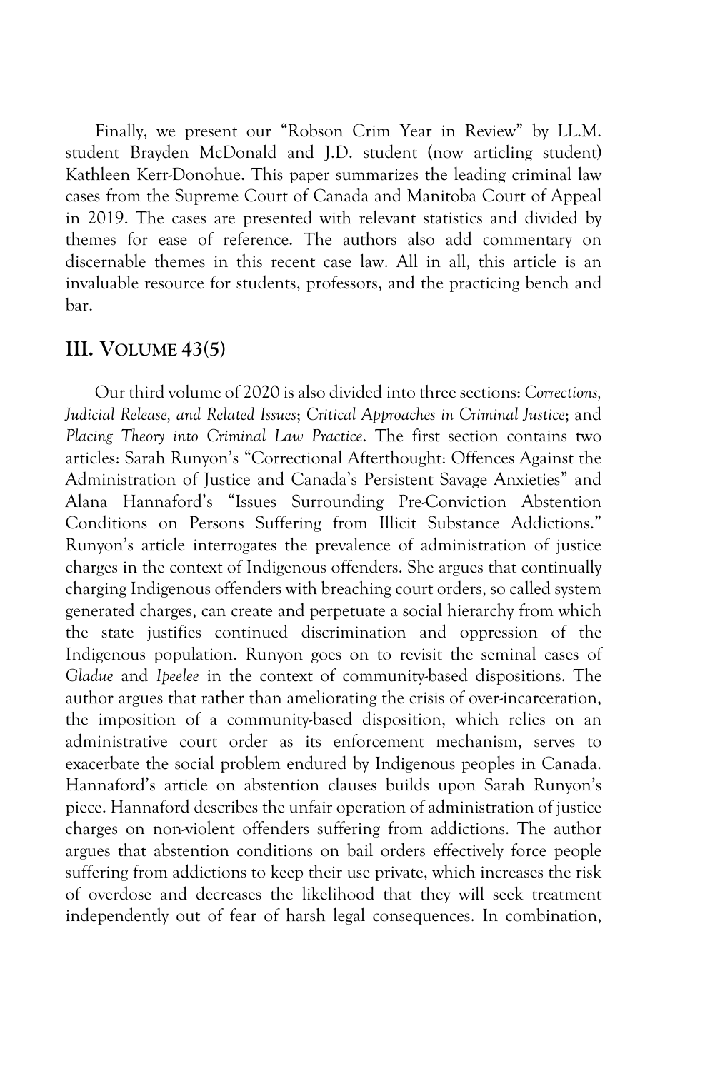Finally, we present our "Robson Crim Year in Review" by LL.M. student Brayden McDonald and J.D. student (now articling student) Kathleen Kerr-Donohue. This paper summarizes the leading criminal law cases from the Supreme Court of Canada and Manitoba Court of Appeal in 2019. The cases are presented with relevant statistics and divided by themes for ease of reference. The authors also add commentary on discernable themes in this recent case law. All in all, this article is an invaluable resource for students, professors, and the practicing bench and bar.

## III. VOLUME 43(5)

Our third volume of 2020 is also divided into three sections: *Corrections, Judicial Release, and Related Issues*; *Critical Approaches in Criminal Justice*; and *Placing Theory into Criminal Law Practice*. The first section contains two articles: Sarah Runyon's "Correctional Afterthought: Offences Against the Administration of Justice and Canada's Persistent Savage Anxieties" and Alana Hannaford's "Issues Surrounding Pre-Conviction Abstention Conditions on Persons Suffering from Illicit Substance Addictions." Runyon's article interrogates the prevalence of administration of justice charges in the context of Indigenous offenders. She argues that continually charging Indigenous offenders with breaching court orders, so called system generated charges, can create and perpetuate a social hierarchy from which the state justifies continued discrimination and oppression of the Indigenous population. Runyon goes on to revisit the seminal cases of *Gladue* and *Ipeelee* in the context of community-based dispositions. The author argues that rather than ameliorating the crisis of over-incarceration, the imposition of a community-based disposition, which relies on an administrative court order as its enforcement mechanism, serves to exacerbate the social problem endured by Indigenous peoples in Canada. Hannaford's article on abstention clauses builds upon Sarah Runyon's piece. Hannaford describes the unfair operation of administration of justice charges on non-violent offenders suffering from addictions. The author argues that abstention conditions on bail orders effectively force people suffering from addictions to keep their use private, which increases the risk of overdose and decreases the likelihood that they will seek treatment independently out of fear of harsh legal consequences. In combination,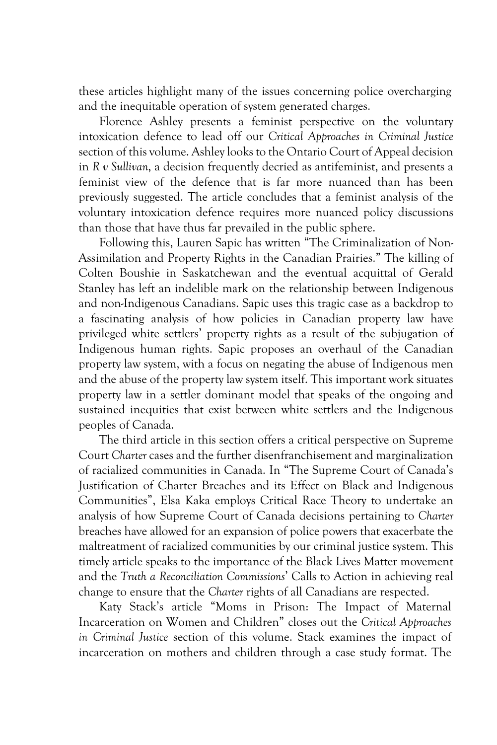these articles highlight many of the issues concerning police overcharging and the inequitable operation of system generated charges.

Florence Ashley presents a feminist perspective on the voluntary intoxication defence to lead off our *Critical Approaches in Criminal Justice* section of this volume. Ashley looks to the Ontario Court of Appeal decision in *R v Sullivan*, a decision frequently decried as antifeminist, and presents a feminist view of the defence that is far more nuanced than has been previously suggested. The article concludes that a feminist analysis of the voluntary intoxication defence requires more nuanced policy discussions than those that have thus far prevailed in the public sphere.

Following this, Lauren Sapic has written "The Criminalization of Non-Assimilation and Property Rights in the Canadian Prairies." The killing of Colten Boushie in Saskatchewan and the eventual acquittal of Gerald Stanley has left an indelible mark on the relationship between Indigenous and non-Indigenous Canadians. Sapic uses this tragic case as a backdrop to a fascinating analysis of how policies in Canadian property law have privileged white settlers' property rights as a result of the subjugation of Indigenous human rights. Sapic proposes an overhaul of the Canadian property law system, with a focus on negating the abuse of Indigenous men and the abuse of the property law system itself. This important work situates property law in a settler dominant model that speaks of the ongoing and sustained inequities that exist between white settlers and the Indigenous peoples of Canada.

The third article in this section offers a critical perspective on Supreme Court *Charter* cases and the further disenfranchisement and marginalization of racialized communities in Canada. In "The Supreme Court of Canada's Justification of Charter Breaches and its Effect on Black and Indigenous Communities", Elsa Kaka employs Critical Race Theory to undertake an analysis of how Supreme Court of Canada decisions pertaining to *Charter* breaches have allowed for an expansion of police powers that exacerbate the maltreatment of racialized communities by our criminal justice system. This timely article speaks to the importance of the Black Lives Matter movement and the *Truth a Reconciliation Commissions*' Calls to Action in achieving real change to ensure that the *Charter* rights of all Canadians are respected.

Katy Stack's article "Moms in Prison: The Impact of Maternal Incarceration on Women and Children" closes out the *Critical Approaches in Criminal Justice* section of this volume. Stack examines the impact of incarceration on mothers and children through a case study format. The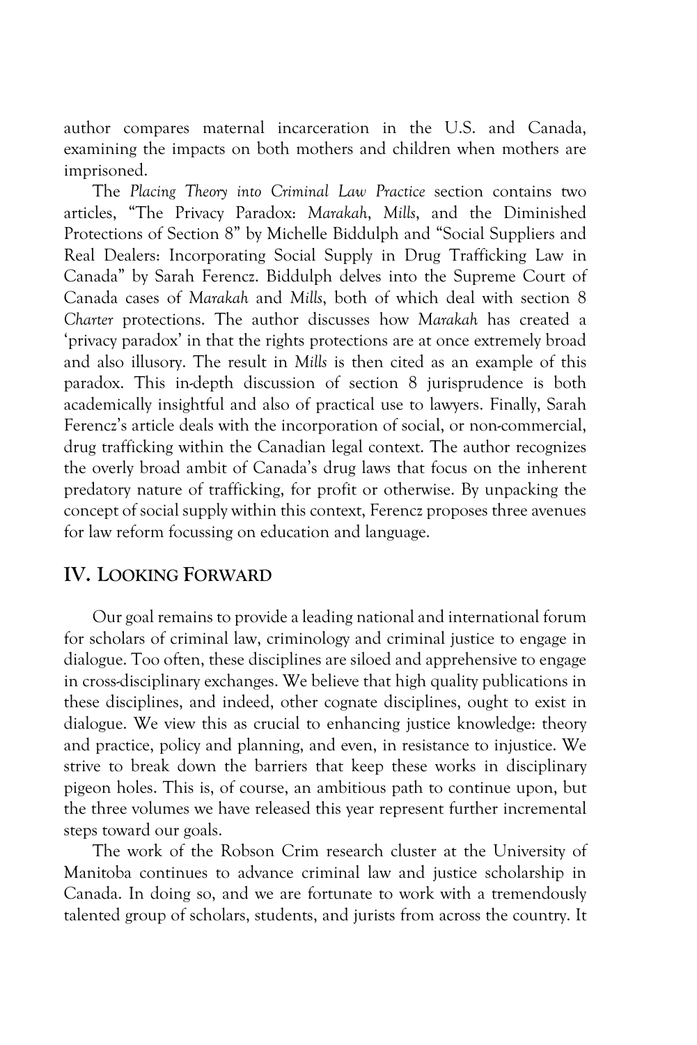author compares maternal incarceration in the U.S. and Canada, examining the impacts on both mothers and children when mothers are imprisoned.

The *Placing Theory into Criminal Law Practice* section contains two articles, "The Privacy Paradox: *Marakah*, *Mills*, and the Diminished Protections of Section 8" by Michelle Biddulph and "Social Suppliers and Real Dealers: Incorporating Social Supply in Drug Trafficking Law in Canada" by Sarah Ferencz. Biddulph delves into the Supreme Court of Canada cases of *Marakah* and *Mills*, both of which deal with section 8 *Charter* protections. The author discusses how *Marakah* has created a 'privacy paradox' in that the rights protections are at once extremely broad and also illusory. The result in *Mills* is then cited as an example of this paradox. This in-depth discussion of section 8 jurisprudence is both academically insightful and also of practical use to lawyers. Finally, Sarah Ferencz's article deals with the incorporation of social, or non-commercial, drug trafficking within the Canadian legal context. The author recognizes the overly broad ambit of Canada's drug laws that focus on the inherent predatory nature of trafficking, for profit or otherwise. By unpacking the concept of social supply within this context, Ferencz proposes three avenues for law reform focussing on education and language.

## IV. LOOKING FORWARD

Our goal remains to provide a leading national and international forum for scholars of criminal law, criminology and criminal justice to engage in dialogue. Too often, these disciplines are siloed and apprehensive to engage in cross-disciplinary exchanges. We believe that high quality publications in these disciplines, and indeed, other cognate disciplines, ought to exist in dialogue. We view this as crucial to enhancing justice knowledge: theory and practice, policy and planning, and even, in resistance to injustice. We strive to break down the barriers that keep these works in disciplinary pigeon holes. This is, of course, an ambitious path to continue upon, but the three volumes we have released this year represent further incremental steps toward our goals.

The work of the Robson Crim research cluster at the University of Manitoba continues to advance criminal law and justice scholarship in Canada. In doing so, and we are fortunate to work with a tremendously talented group of scholars, students, and jurists from across the country. It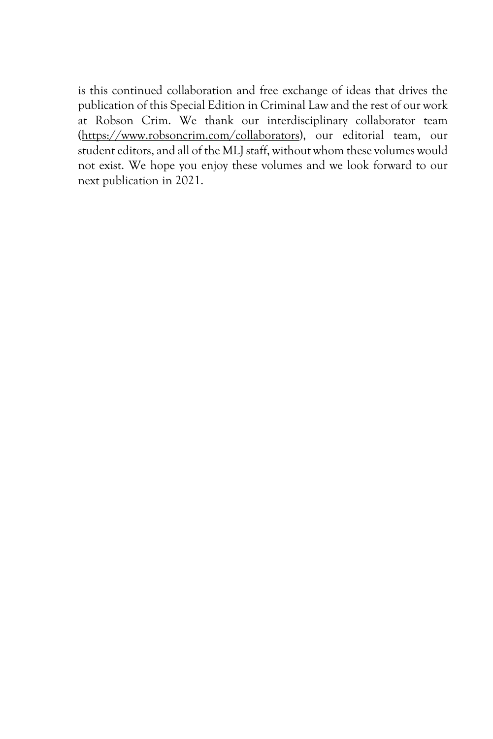is this continued collaboration and free exchange of ideas that drives the publication of this Special Edition in Criminal Law and the rest of our work at Robson Crim. We thank our interdisciplinary collaborator team (https://www.robsoncrim.com/collaborators), our editorial team, our student editors, and all of the MLJ staff, without whom these volumes would not exist. We hope you enjoy these volumes and we look forward to our next publication in 2021.